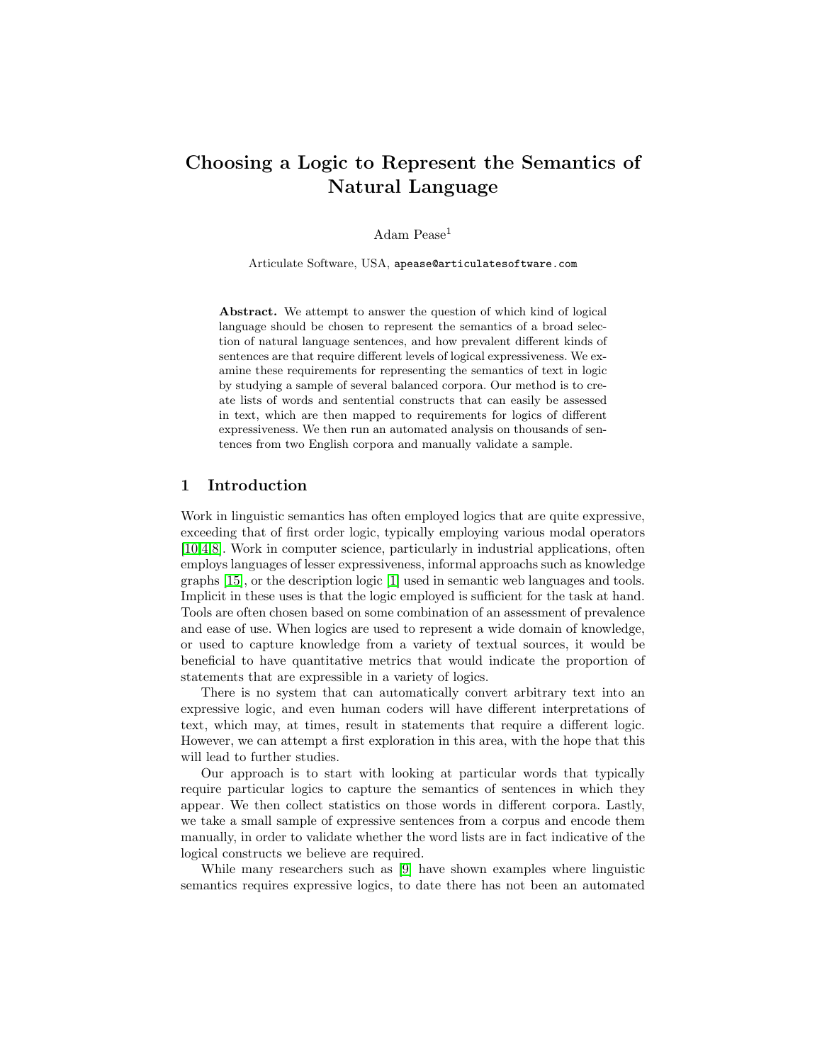# Choosing a Logic to Represent the Semantics of Natural Language

Adam Pease[1]

Articulate Software, USA, apease@articulatesoftware.com

**Abstract.** We attempt to answer the question of which kind of logical language should be chosen to represent the semantics of a broad selection of natural language sentences, and how prevalent different kinds of sentences are that require different levels of logical expressiveness. We examine these requirements for representing the semantics of text in logic by studying a sample of several balanced corpora. Our method is to create lists of words and sentential constructs that can easily be assessed in text, which are then mapped to requirements for logics of different expressiveness. We then run an automated analysis on thousands of sentences from two English corpora and manually validate a sample.

## 1 Introduction

Work in linguistic semantics has often employed logics that are quite expressive, exceeding that of first order logic, typically employing various modal operators [10,4,8]. Work in computer science, particularly in industrial applications, often employs languages of lesser expressiveness, informal approachs such as knowledge graphs [15], or the description logic [1] used in semantic web languages and tools. Implicit in these uses is that the logic employed is sufficient for the task at hand. Tools are often chosen based on some combination of an assessment of prevalence and ease of use. When logics are used to represent a wide domain of knowledge, or used to capture knowledge from a variety of textual sources, it would be beneficial to have quantitative metrics that would indicate the proportion of statements that are expressible in a variety of logics.

There is no system that can automatically convert arbitrary text into an expressive logic, and even human coders will have different interpretations of text, which may, at times, result in statements that require a different logic. However, we can attempt a first exploration in this area, with the hope that this will lead to further studies.

Our approach is to start with looking at particular words that typically require particular logics to capture the semantics of sentences in which they appear. We then collect statistics on those words in different corpora. Lastly, we take a small sample of expressive sentences from a corpus and encode them manually, in order to validate whether the word lists are in fact indicative of the logical constructs we believe are required.

While many researchers such as [9] have shown examples where linguistic semantics requires expressive logics, to date there has not been an automated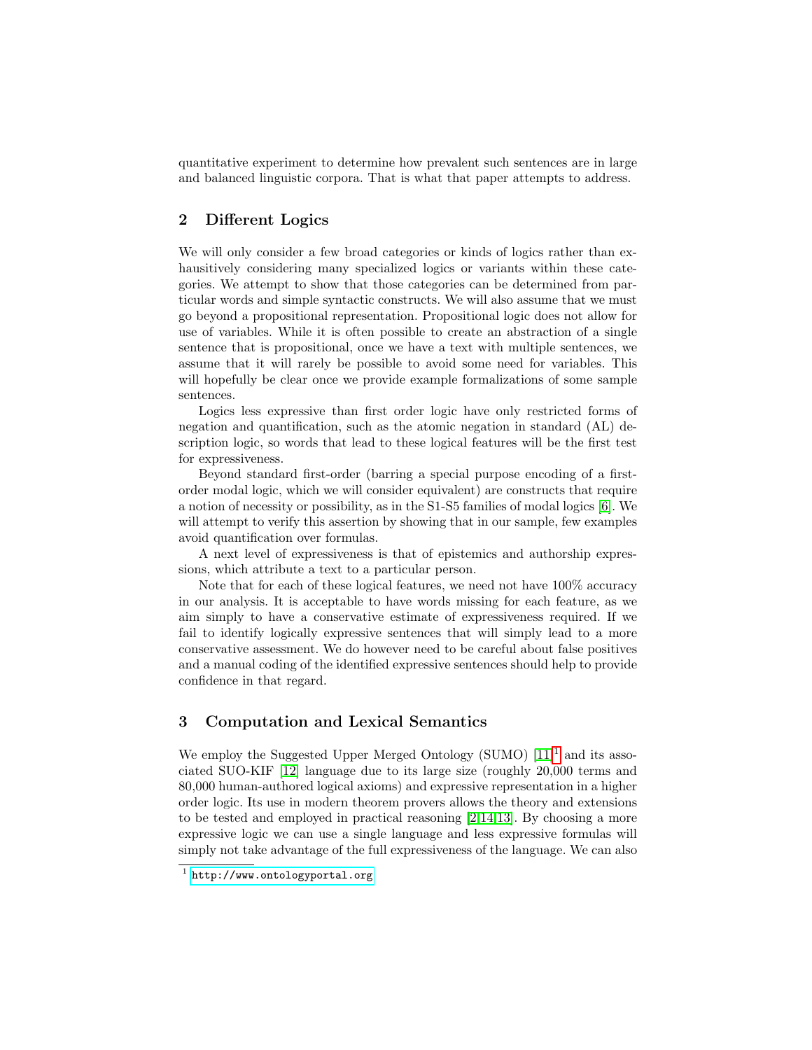quantitative experiment to determine how prevalent such sentences are in large and balanced linguistic corpora. That is what that paper attempts to address.

## 2 Different Logics

We will only consider a few broad categories or kinds of logics rather than exhausitively considering many specialized logics or variants within these categories. We attempt to show that those categories can be determined from particular words and simple syntactic constructs. We will also assume that we must go beyond a propositional representation. Propositional logic does not allow for use of variables. While it is often possible to create an abstraction of a single sentence that is propositional, once we have a text with multiple sentences, we assume that it will rarely be possible to avoid some need for variables. This will hopefully be clear once we provide example formalizations of some sample sentences.

Logics less expressive than first order logic have only restricted forms of negation and quantification, such as the atomic negation in standard (AL) description logic, so words that lead to these logical features will be the first test for expressiveness.

Beyond standard first-order (barring a special purpose encoding of a first-order modal logic, which we will consider equivalent) are constructs that require a notion of necessity or possibility, as in the S1-S5 families of modal logics [6]. We will attempt to verify this assertion by showing that in our sample, few examples avoid quantification over formulas.

A next level of expressiveness is that of epistemics and authorship expressions, which attribute a text to a particular person.

Note that for each of these logical features, we need not have 100% accuracy in our analysis. It is acceptable to have words missing for each feature, as we aim simply to have a conservative estimate of expressiveness required. If we fail to identify logically expressive sentences that will simply lead to a more conservative assessment. We do however need to be careful about false positives and a manual coding of the identified expressive sentences should help to provide confidence in that regard.

## 3 Computation and Lexical Semantics

We employ the Suggested Upper Merged Ontology (SUMO) [11][1] and its associated SUO-KIF [12] language due to its large size (roughly 20,000 terms and 80,000 human-authored logical axioms) and expressive representation in a higher order logic. Its use in modern theorem provers allows the theory and extensions to be tested and employed in practical reasoning [2,14,13]. By choosing a more expressive logic we can use a single language and less expressive formulas will simply not take advantage of the full expressiveness of the language. We can also

[1] http://www.ontologyportal.org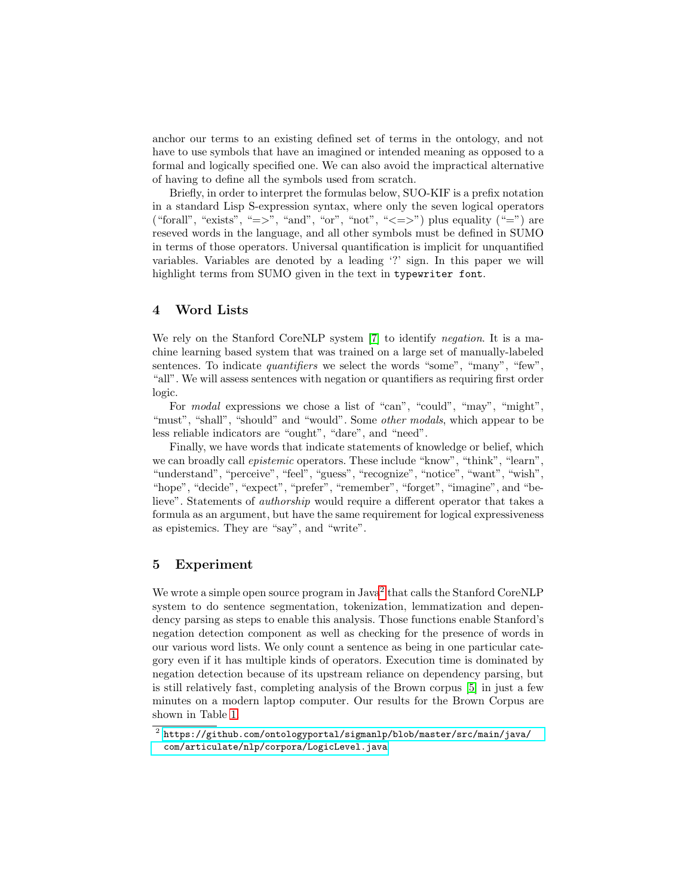anchor our terms to an existing defined set of terms in the ontology, and not have to use symbols that have an imagined or intended meaning as opposed to a formal and logically specified one. We can also avoid the impractical alternative of having to define all the symbols used from scratch.

Briefly, in order to interpret the formulas below, SUO-KIF is a prefix notation in a standard Lisp S-expression syntax, where only the seven logical operators ("forall", "exists", "=>", "and", "or", "not", "<=>") plus equality ("=") are resevered words in the language, and all other symbols must be defined in SUMO in terms of those operators. Universal quantification is implicit for unquantified variables. Variables are denoted by a leading '?' sign. In this paper we will highlight terms from SUMO given in the text in `typewriter font`.

## 4 Word Lists

We rely on the Stanford CoreNLP system [7] to identify *negation*. It is a machine learning based system that was trained on a large set of manually-labeled sentences. To indicate *quantifiers* we select the words "some", "many", "few", "all". We will assess sentences with negation or quantifiers as requiring first order logic.

For *modal* expressions we chose a list of "can", "could", "may", "might", "must", "shall", "should" and "would". Some *other modals*, which appear to be less reliable indicators are "ought", "dare", and "need".

Finally, we have words that indicate statements of knowledge or belief, which we can broadly call *epistemic* operators. These include "know", "think", "learn", "understand", "perceive", "feel", "guess", "recognize", "notice", "want", "wish", "hope", "decide", "expect", "prefer", "remember", "forget", "imagine", and "believe". Statements of *authorship* would require a different operator that takes a formula as an argument, but have the same requirement for logical expressiveness as epistemics. They are "say", and "write".

## 5 Experiment

We wrote a simple open source program in Java[2] that calls the Stanford CoreNLP system to do sentence segmentation, tokenization, lemmatization and dependency parsing as steps to enable this analysis. Those functions enable Stanford's negation detection component as well as checking for the presence of words in our various word lists. We only count a sentence as being in one particular category even if it has multiple kinds of operators. Execution time is dominated by negation detection because of its upstream reliance on dependency parsing, but is still relatively fast, completing analysis of the Brown corpus [5] in just a few minutes on a modern laptop computer. Our results for the Brown Corpus are shown in Table 1.

[2] `https://github.com/ontologyportal/sigmanlp/blob/master/src/main/java/com/articulate/nlp/corpora/LogicLevel.java`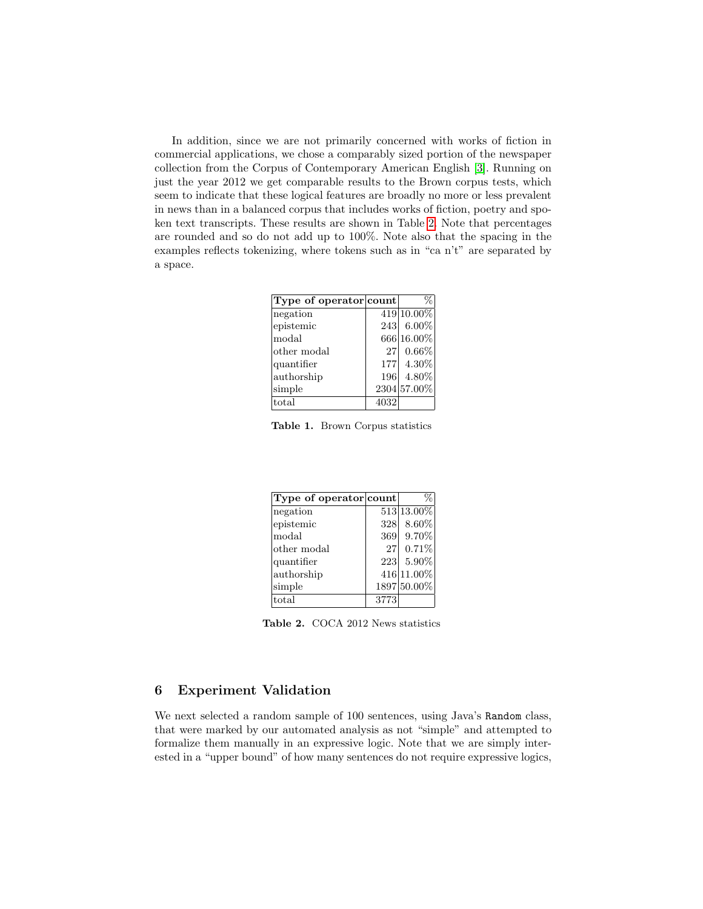In addition, since we are not primarily concerned with works of fiction in commercial applications, we chose a comparably sized portion of the newspaper collection from the Corpus of Contemporary American English [3]. Running on just the year 2012 we get comparable results to the Brown corpus tests, which seem to indicate that these logical features are broadly no more or less prevalent in news than in a balanced corpus that includes works of fiction, poetry and spoken text transcripts. These results are shown in Table 2. Note that percentages are rounded and so do not add up to 100%. Note also that the spacing in the examples reflects tokenizing, where tokens such as in "ca n't" are separated by a space.

| **Type of operator** | **count** | % |
|---|---|---|
| negation | 419 | 10.00% |
| epistemic | 243 | 6.00% |
| modal | 666 | 16.00% |
| other modal | 27 | 0.66% |
| quantifier | 177 | 4.30% |
| authorship | 196 | 4.80% |
| simple | 2304 | 57.00% |
| total | 4032 | |

**Table 1.** Brown Corpus statistics

| **Type of operator** | **count** | % |
|---|---|---|
| negation | 513 | 13.00% |
| epistemic | 328 | 8.60% |
| modal | 369 | 9.70% |
| other modal | 27 | 0.71% |
| quantifier | 223 | 5.90% |
| authorship | 416 | 11.00% |
| simple | 1897 | 50.00% |
| total | 3773 | |

**Table 2.** COCA 2012 News statistics

## 6 Experiment Validation

We next selected a random sample of 100 sentences, using Java's `Random` class, that were marked by our automated analysis as not "simple" and attempted to formalize them manually in an expressive logic. Note that we are simply interested in a "upper bound" of how many sentences do not require expressive logics,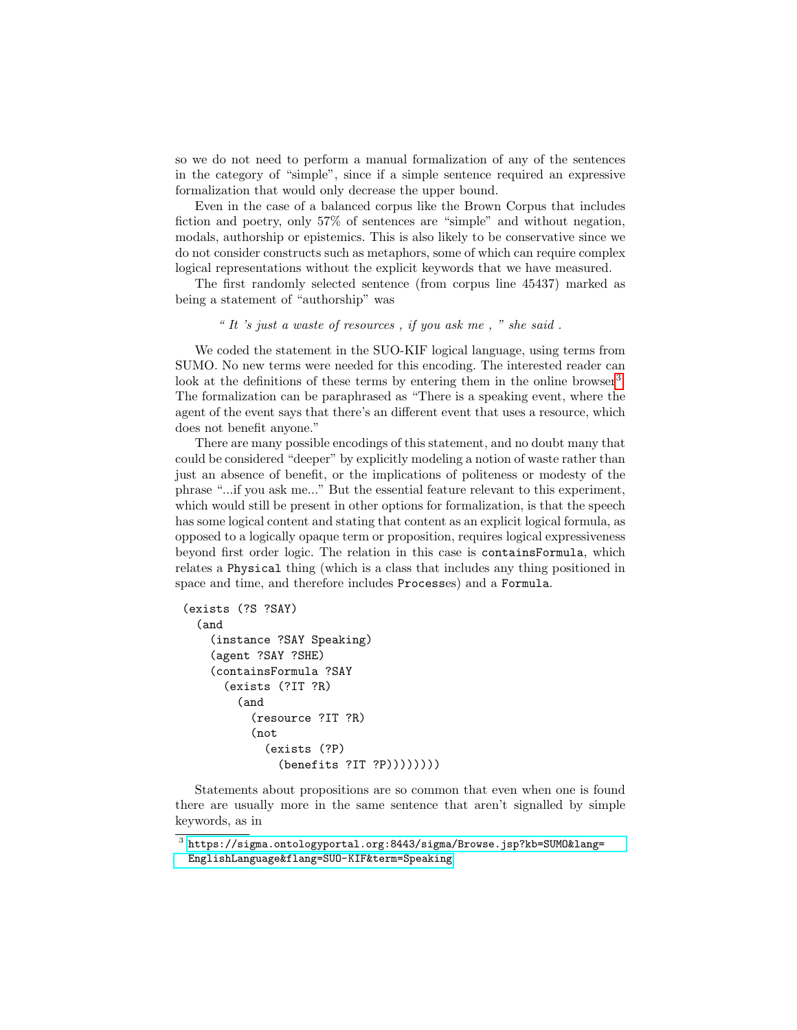so we do not need to perform a manual formalization of any of the sentences in the category of "simple", since if a simple sentence required an expressive formalization that would only decrease the upper bound.

Even in the case of a balanced corpus like the Brown Corpus that includes fiction and poetry, only 57% of sentences are "simple" and without negation, modals, authorship or epistemics. This is also likely to be conservative since we do not consider constructs such as metaphors, some of which can require complex logical representations without the explicit keywords that we have measured.

The first randomly selected sentence (from corpus line 45437) marked as being a statement of "authorship" was

> *" It 's just a waste of resources , if you ask me , " she said .*

We coded the statement in the SUO-KIF logical language, using terms from SUMO. No new terms were needed for this encoding. The interested reader can look at the definitions of these terms by entering them in the online browser[3]. The formalization can be paraphrased as "There is a speaking event, where the agent of the event says that there's an different event that uses a resource, which does not benefit anyone."

There are many possible encodings of this statement, and no doubt many that could be considered "deeper" by explicitly modeling a notion of waste rather than just an absence of benefit, or the implications of politeness or modesty of the phrase "...if you ask me..." But the essential feature relevant to this experiment, which would still be present in other options for formalization, is that the speech has some logical content and stating that content as an explicit logical formula, as opposed to a logically opaque term or proposition, requires logical expressiveness beyond first order logic. The relation in this case is `containsFormula`, which relates a `Physical` thing (which is a class that includes any thing positioned in space and time, and therefore includes `Process`es) and a `Formula`.

```
(exists (?S ?SAY)
  (and
    (instance ?SAY Speaking)
    (agent ?SAY ?SHE)
    (containsFormula ?SAY
      (exists (?IT ?R)
        (and
          (resource ?IT ?R)
          (not
            (exists (?P)
              (benefits ?IT ?P))))))))
```

Statements about propositions are so common that even when one is found there are usually more in the same sentence that aren't signalled by simple keywords, as in

---

[3] https://sigma.ontologyportal.org:8443/sigma/Browse.jsp?kb=SUMO&lang=EnglishLanguage&flang=SUO-KIF&term=Speaking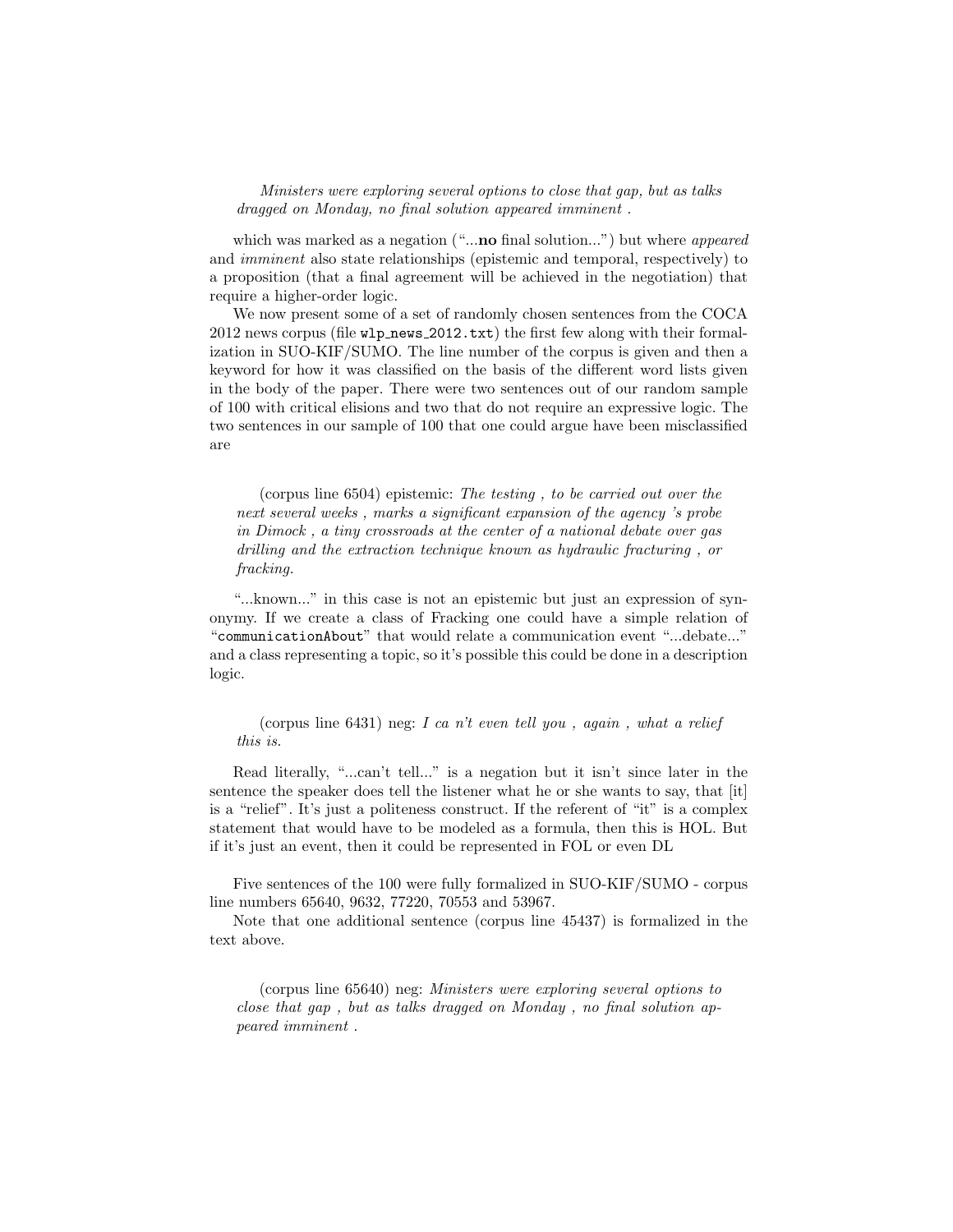> *Ministers were exploring several options to close that gap, but as talks dragged on Monday, no final solution appeared imminent .*

which was marked as a negation ("...**no** final solution...") but where *appeared* and *imminent* also state relationships (epistemic and temporal, respectively) to a proposition (that a final agreement will be achieved in the negotiation) that require a higher-order logic.

We now present some of a set of randomly chosen sentences from the COCA 2012 news corpus (file `wlp_news_2012.txt`) the first few along with their formalization in SUO-KIF/SUMO. The line number of the corpus is given and then a keyword for how it was classified on the basis of the different word lists given in the body of the paper. There were two sentences out of our random sample of 100 with critical elisions and two that do not require an expressive logic. The two sentences in our sample of 100 that one could argue have been misclassified are

> (corpus line 6504) epistemic: *The testing , to be carried out over the next several weeks , marks a significant expansion of the agency 's probe in Dimock , a tiny crossroads at the center of a national debate over gas drilling and the extraction technique known as hydraulic fracturing , or fracking.*

"...known..." in this case is not an epistemic but just an expression of synonymy. If we create a class of Fracking one could have a simple relation of "`communicationAbout`" that would relate a communication event "...debate..." and a class representing a topic, so it's possible this could be done in a description logic.

> (corpus line 6431) neg: *I ca n't even tell you , again , what a relief this is.*

Read literally, "...can't tell..." is a negation but it isn't since later in the sentence the speaker does tell the listener what he or she wants to say, that [it] is a "relief". It's just a politeness construct. If the referent of "it" is a complex statement that would have to be modeled as a formula, then this is HOL. But if it's just an event, then it could be represented in FOL or even DL

Five sentences of the 100 were fully formalized in SUO-KIF/SUMO - corpus line numbers 65640, 9632, 77220, 70553 and 53967.

Note that one additional sentence (corpus line 45437) is formalized in the text above.

> (corpus line 65640) neg: *Ministers were exploring several options to close that gap , but as talks dragged on Monday , no final solution appeared imminent .*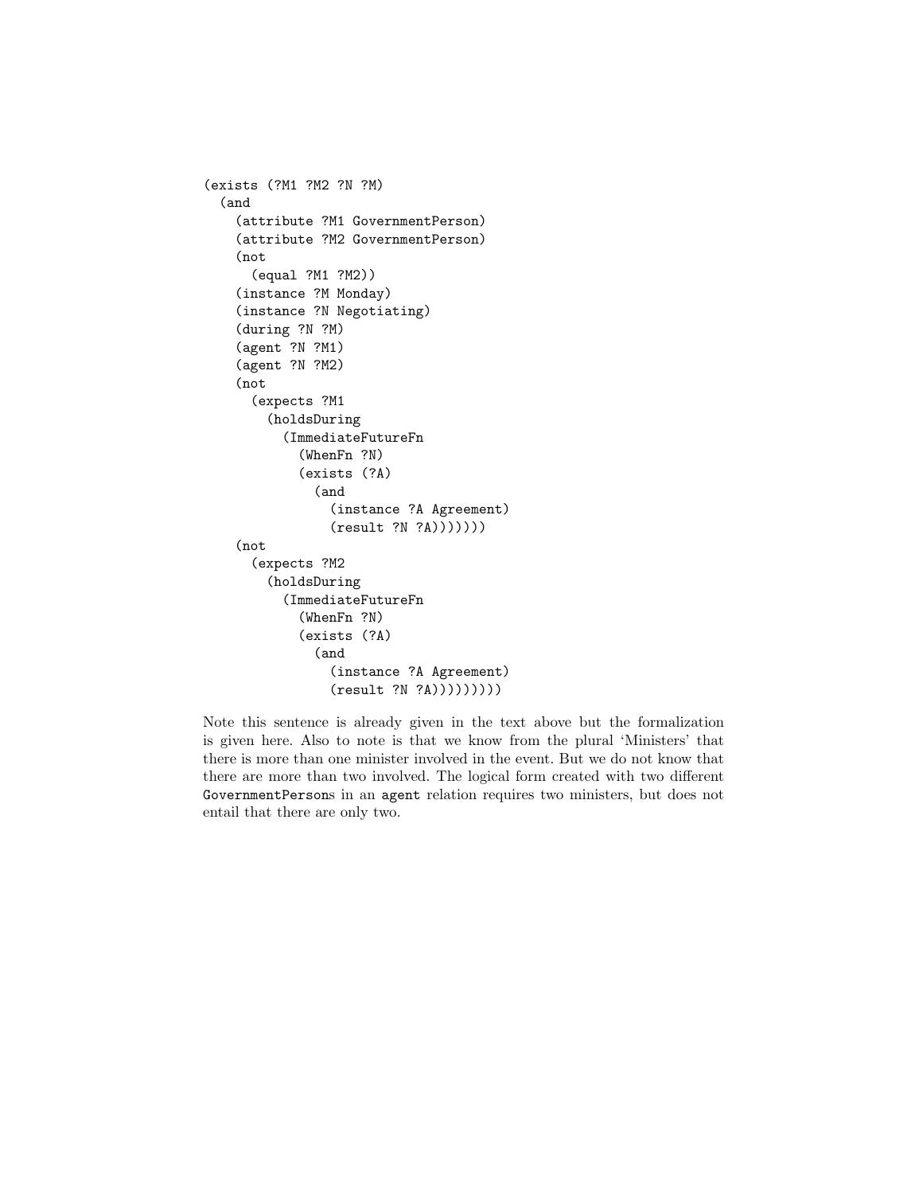```
(exists (?M1 ?M2 ?N ?M)
  (and
    (attribute ?M1 GovernmentPerson)
    (attribute ?M2 GovernmentPerson)
    (not
      (equal ?M1 ?M2))
    (instance ?M Monday)
    (instance ?N Negotiating)
    (during ?N ?M)
    (agent ?N ?M1)
    (agent ?N ?M2)
    (not
      (expects ?M1
        (holdsDuring
          (ImmediateFutureFn
            (WhenFn ?N)
            (exists (?A)
              (and
                (instance ?A Agreement)
                (result ?N ?A)))))))
    (not
      (expects ?M2
        (holdsDuring
          (ImmediateFutureFn
            (WhenFn ?N)
            (exists (?A)
              (and
                (instance ?A Agreement)
                (result ?N ?A))))))))
```

Note this sentence is already given in the text above but the formalization is given here. Also to note is that we know from the plural 'Ministers' that there is more than one minister involved in the event. But we do not know that there are more than two involved. The logical form created with two different `GovernmentPerson`s in an `agent` relation requires two ministers, but does not entail that there are only two.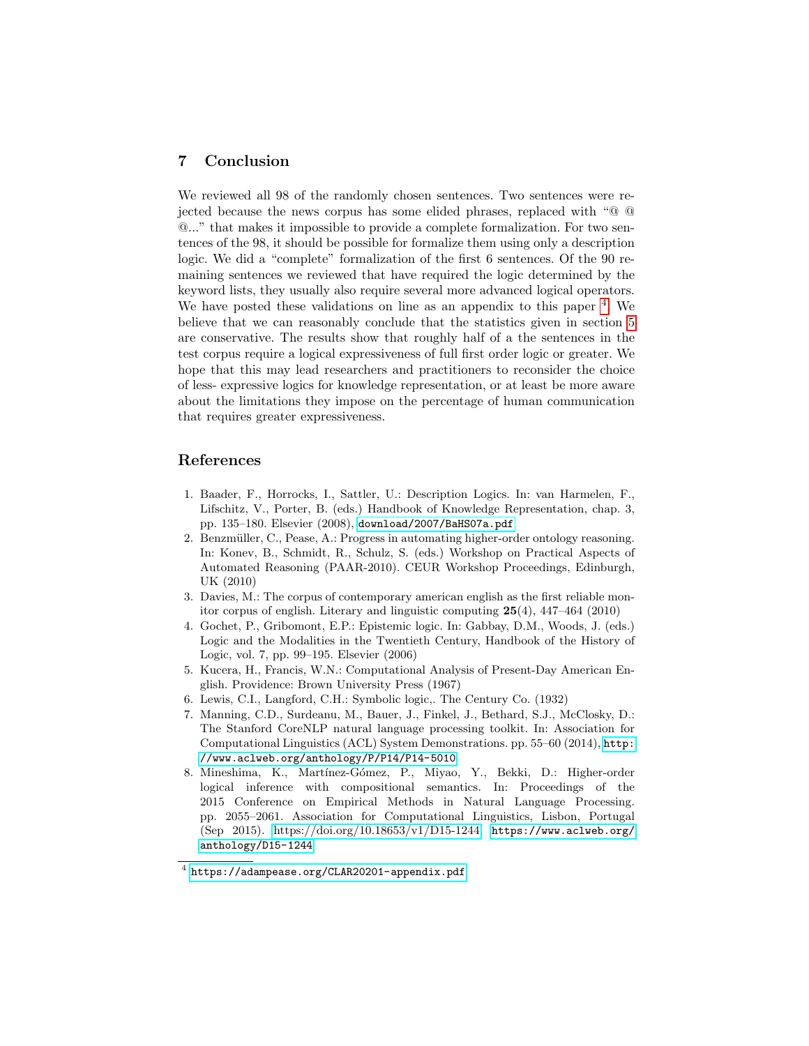## 7 Conclusion

We reviewed all 98 of the randomly chosen sentences. Two sentences were rejected because the news corpus has some elided phrases, replaced with "@ @ @..." that makes it impossible to provide a complete formalization. For two sentences of the 98, it should be possible for formalize them using only a description logic. We did a "complete" formalization of the first 6 sentences. Of the 90 remaining sentences we reviewed that have required the logic determined by the keyword lists, they usually also require several more advanced logical operators. We have posted these validations on line as an appendix to this paper [4]. We believe that we can reasonably conclude that the statistics given in section 5 are conservative. The results show that roughly half of a the sentences in the test corpus require a logical expressiveness of full first order logic or greater. We hope that this may lead researchers and practitioners to reconsider the choice of less- expressive logics for knowledge representation, or at least be more aware about the limitations they impose on the percentage of human communication that requires greater expressiveness.

## References

1. Baader, F., Horrocks, I., Sattler, U.: Description Logics. In: van Harmelen, F., Lifschitz, V., Porter, B. (eds.) Handbook of Knowledge Representation, chap. 3, pp. 135–180. Elsevier (2008), download/2007/BaHS07a.pdf
2. Benzmüller, C., Pease, A.: Progress in automating higher-order ontology reasoning. In: Konev, B., Schmidt, R., Schulz, S. (eds.) Workshop on Practical Aspects of Automated Reasoning (PAAR-2010). CEUR Workshop Proceedings, Edinburgh, UK (2010)
3. Davies, M.: The corpus of contemporary american english as the first reliable monitor corpus of english. Literary and linguistic computing **25**(4), 447–464 (2010)
4. Gochet, P., Gribomont, E.P.: Epistemic logic. In: Gabbay, D.M., Woods, J. (eds.) Logic and the Modalities in the Twentieth Century, Handbook of the History of Logic, vol. 7, pp. 99–195. Elsevier (2006)
5. Kucera, H., Francis, W.N.: Computational Analysis of Present-Day American English. Providence: Brown University Press (1967)
6. Lewis, C.I., Langford, C.H.: Symbolic logic,. The Century Co. (1932)
7. Manning, C.D., Surdeanu, M., Bauer, J., Finkel, J., Bethard, S.J., McClosky, D.: The Stanford CoreNLP natural language processing toolkit. In: Association for Computational Linguistics (ACL) System Demonstrations. pp. 55–60 (2014), http://www.aclweb.org/anthology/P/P14/P14-5010
8. Mineshima, K., Martínez-Gómez, P., Miyao, Y., Bekki, D.: Higher-order logical inference with compositional semantics. In: Proceedings of the 2015 Conference on Empirical Methods in Natural Language Processing. pp. 2055–2061. Association for Computational Linguistics, Lisbon, Portugal (Sep 2015). https://doi.org/10.18653/v1/D15-1244, https://www.aclweb.org/anthology/D15-1244

[4] https://adampease.org/CLAR20201-appendix.pdf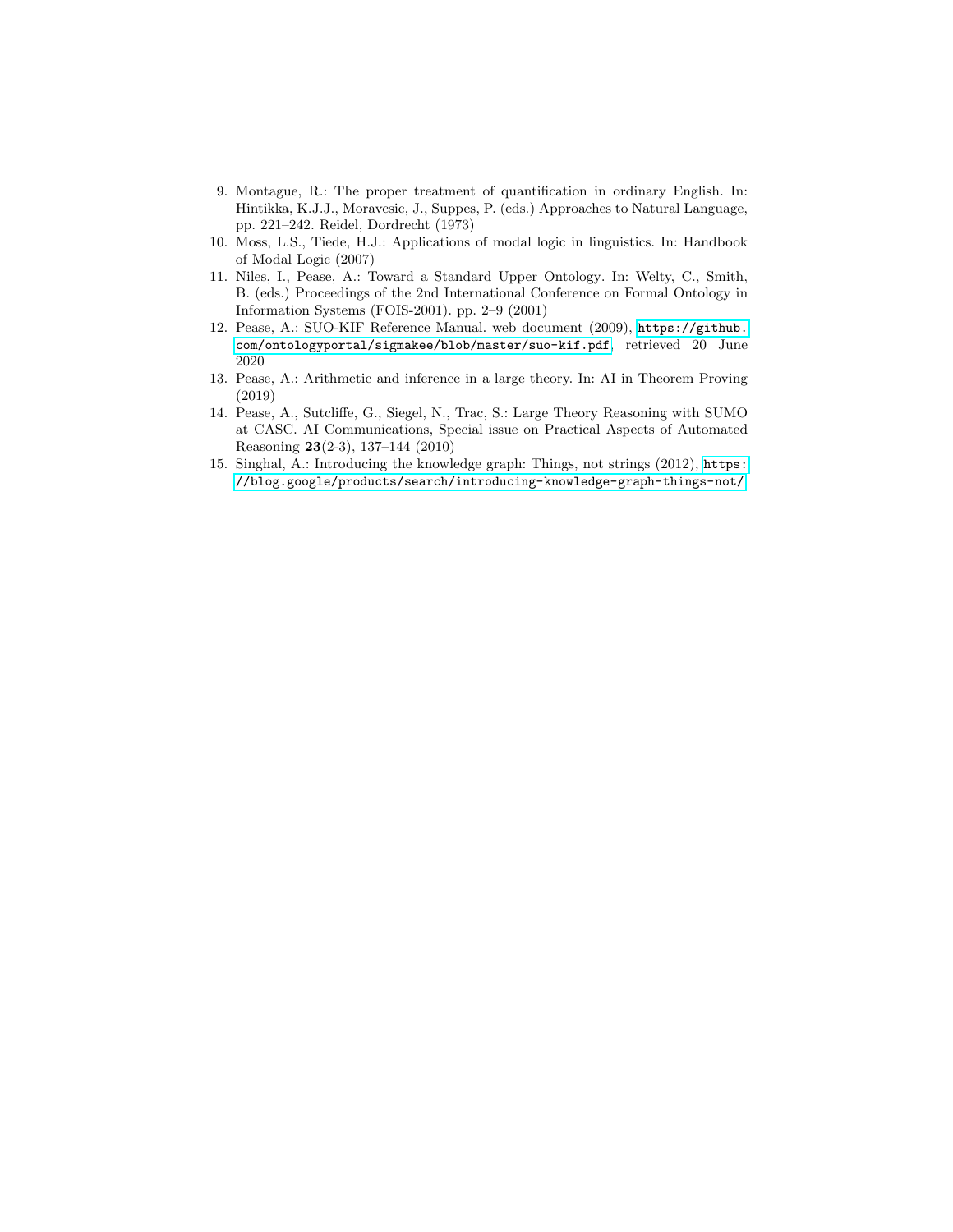9. Montague, R.: The proper treatment of quantification in ordinary English. In: Hintikka, K.J.J., Moravcsic, J., Suppes, P. (eds.) Approaches to Natural Language, pp. 221–242. Reidel, Dordrecht (1973)
10. Moss, L.S., Tiede, H.J.: Applications of modal logic in linguistics. In: Handbook of Modal Logic (2007)
11. Niles, I., Pease, A.: Toward a Standard Upper Ontology. In: Welty, C., Smith, B. (eds.) Proceedings of the 2nd International Conference on Formal Ontology in Information Systems (FOIS-2001). pp. 2–9 (2001)
12. Pease, A.: SUO-KIF Reference Manual. web document (2009), `https://github.com/ontologyportal/sigmakee/blob/master/suo-kif.pdf`, retrieved 20 June 2020
13. Pease, A.: Arithmetic and inference in a large theory. In: AI in Theorem Proving (2019)
14. Pease, A., Sutcliffe, G., Siegel, N., Trac, S.: Large Theory Reasoning with SUMO at CASC. AI Communications, Special issue on Practical Aspects of Automated Reasoning **23**(2-3), 137–144 (2010)
15. Singhal, A.: Introducing the knowledge graph: Things, not strings (2012), `https://blog.google/products/search/introducing-knowledge-graph-things-not/`